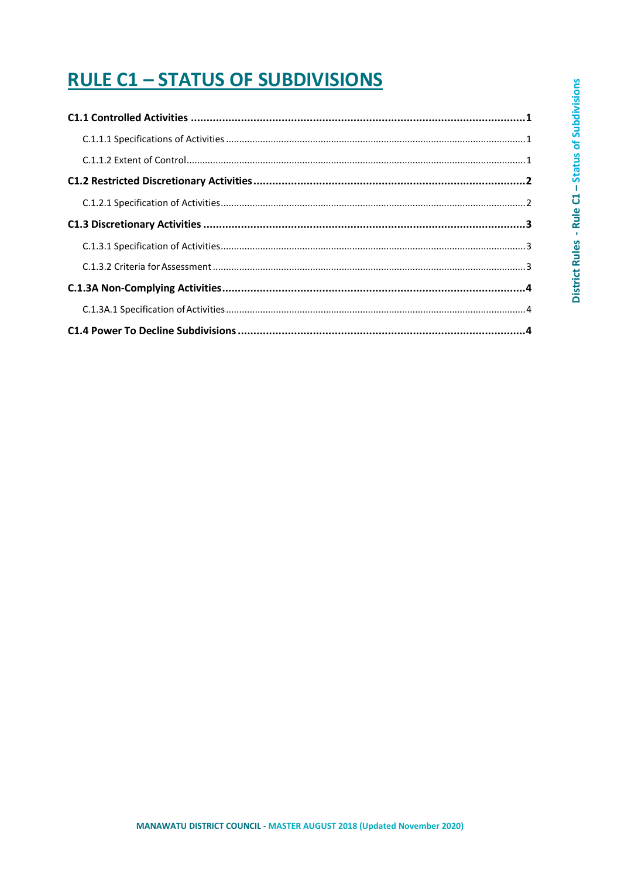# RULE C1 – STATUS OF SUBDIVISIONS

**C1.1 Controlled Activities .......... 1**

C.1.1.1 Specifications of Activities .......... 1

C.1.1.2 Extent of Control .......... 1

**C1.2 Restricted Discretionary Activities .......... 2**

C.1.2.1 Specification of Activities .......... 2

**C1.3 Discretionary Activities .......... 3**

C.1.3.1 Specification of Activities .......... 3

C.1.3.2 Criteria for Assessment .......... 3

**C.1.3A Non-Complying Activities .......... 4**

C.1.3A.1 Specification of Activities .......... 4

**C1.4 Power To Decline Subdivisions .......... 4**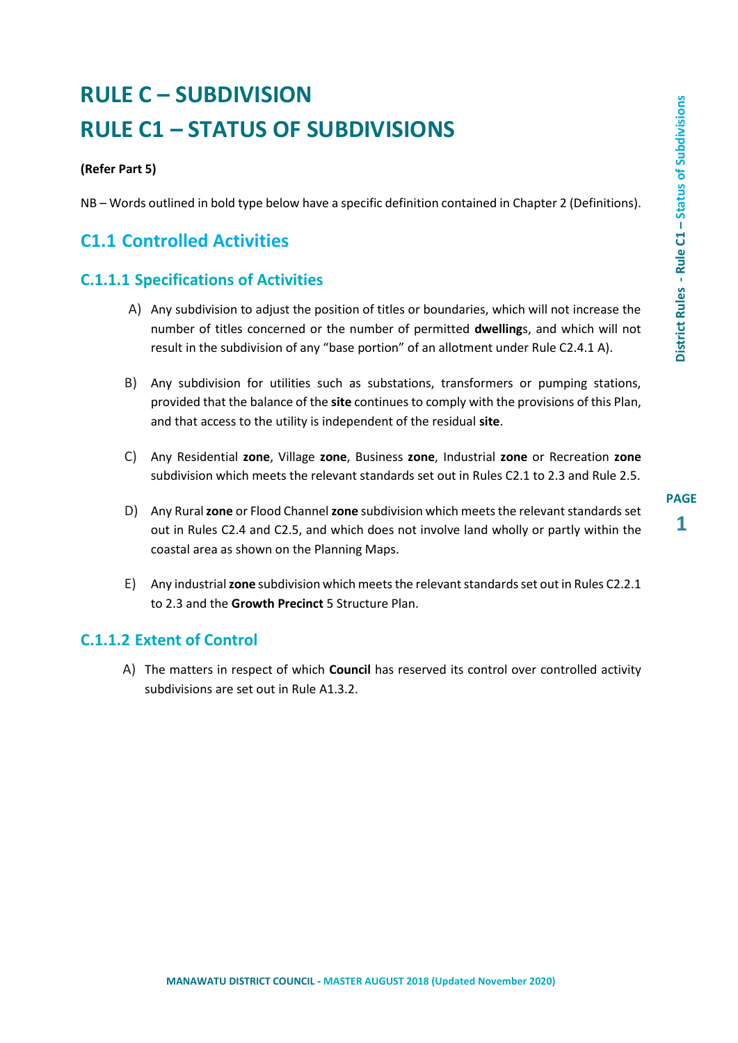# RULE C – SUBDIVISION

# RULE C1 – STATUS OF SUBDIVISIONS

**(Refer Part 5)**

NB – Words outlined in bold type below have a specific definition contained in Chapter 2 (Definitions).

## C1.1 Controlled Activities

### C.1.1.1 Specifications of Activities

A) Any subdivision to adjust the position of titles or boundaries, which will not increase the number of titles concerned or the number of permitted **dwelling**s, and which will not result in the subdivision of any "base portion" of an allotment under Rule C2.4.1 A).

B) Any subdivision for utilities such as substations, transformers or pumping stations, provided that the balance of the **site** continues to comply with the provisions of this Plan, and that access to the utility is independent of the residual **site**.

C) Any Residential **zone**, Village **zone**, Business **zone**, Industrial **zone** or Recreation **zone** subdivision which meets the relevant standards set out in Rules C2.1 to 2.3 and Rule 2.5.

D) Any Rural **zone** or Flood Channel **zone** subdivision which meets the relevant standards set out in Rules C2.4 and C2.5, and which does not involve land wholly or partly within the coastal area as shown on the Planning Maps.

E) Any industrial **zone** subdivision which meets the relevant standards set out in Rules C2.2.1 to 2.3 and the **Growth Precinct** 5 Structure Plan.

### C.1.1.2 Extent of Control

A) The matters in respect of which **Council** has reserved its control over controlled activity subdivisions are set out in Rule A1.3.2.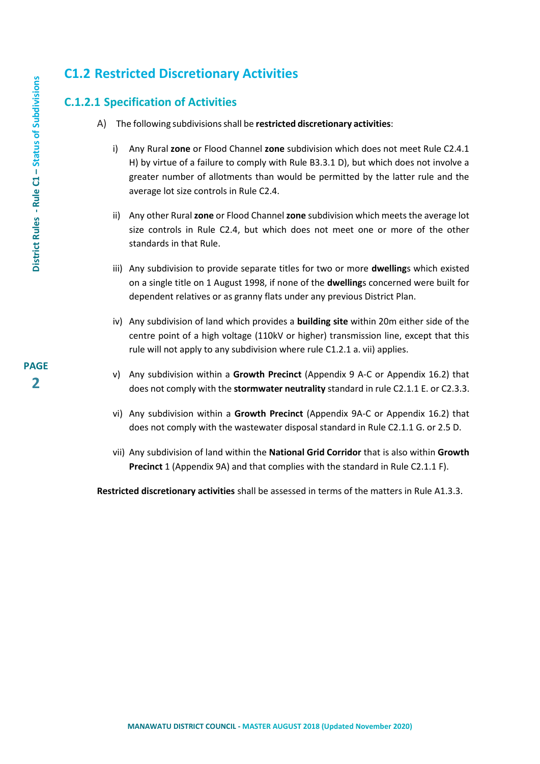## C1.2 Restricted Discretionary Activities

### C.1.2.1 Specification of Activities

A) The following subdivisions shall be **restricted discretionary activities**:

i) Any Rural **zone** or Flood Channel **zone** subdivision which does not meet Rule C2.4.1 H) by virtue of a failure to comply with Rule B3.3.1 D), but which does not involve a greater number of allotments than would be permitted by the latter rule and the average lot size controls in Rule C2.4.

ii) Any other Rural **zone** or Flood Channel **zone** subdivision which meets the average lot size controls in Rule C2.4, but which does not meet one or more of the other standards in that Rule.

iii) Any subdivision to provide separate titles for two or more **dwelling**s which existed on a single title on 1 August 1998, if none of the **dwelling**s concerned were built for dependent relatives or as granny flats under any previous District Plan.

iv) Any subdivision of land which provides a **building site** within 20m either side of the centre point of a high voltage (110kV or higher) transmission line, except that this rule will not apply to any subdivision where rule C1.2.1 a. vii) applies.

v) Any subdivision within a **Growth Precinct** (Appendix 9 A-C or Appendix 16.2) that does not comply with the **stormwater neutrality** standard in rule C2.1.1 E. or C2.3.3.

vi) Any subdivision within a **Growth Precinct** (Appendix 9A-C or Appendix 16.2) that does not comply with the wastewater disposal standard in Rule C2.1.1 G. or 2.5 D.

vii) Any subdivision of land within the **National Grid Corridor** that is also within **Growth Precinct** 1 (Appendix 9A) and that complies with the standard in Rule C2.1.1 F).

**Restricted discretionary activities** shall be assessed in terms of the matters in Rule A1.3.3.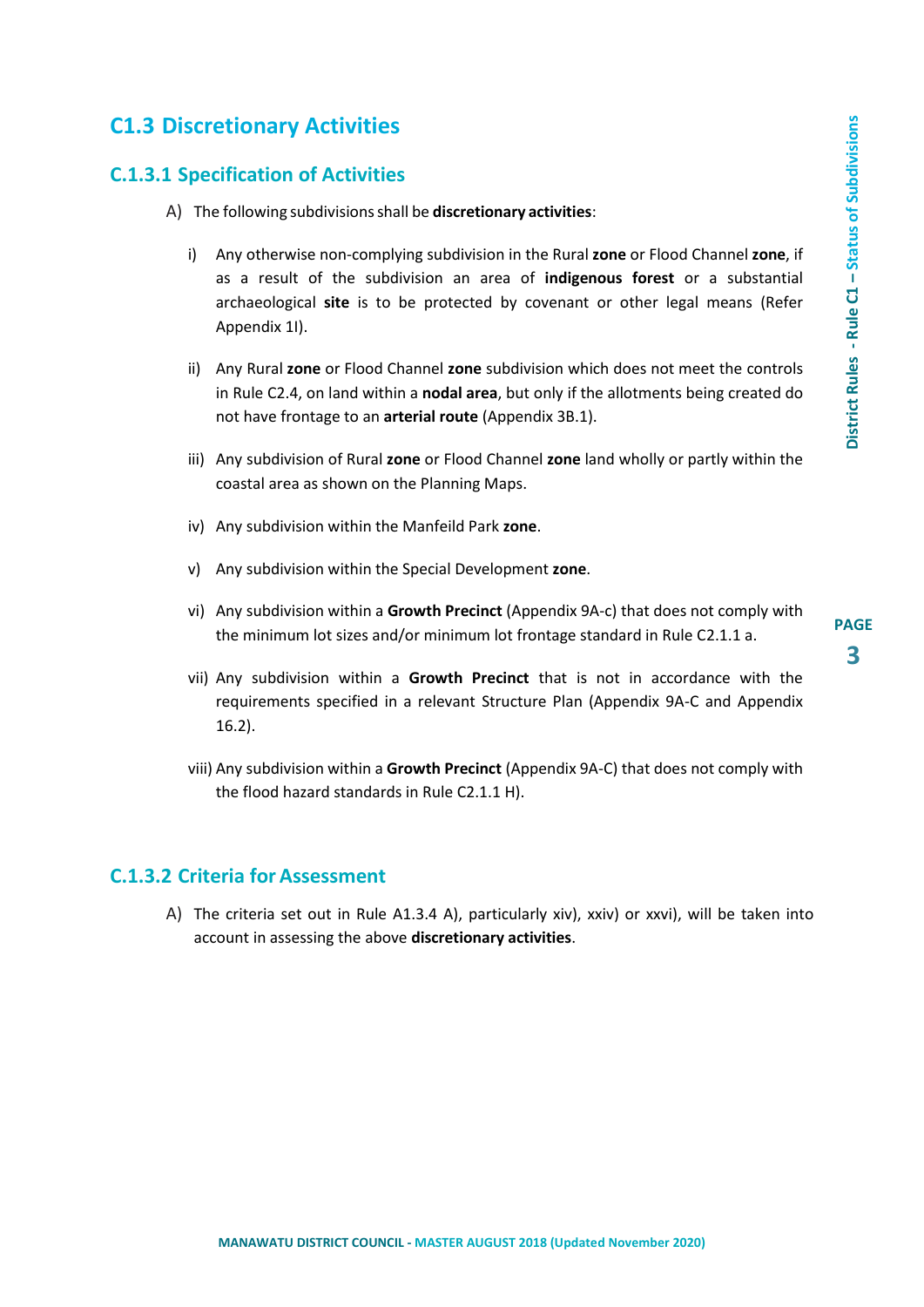## C1.3 Discretionary Activities

### C.1.3.1 Specification of Activities

A) The following subdivisions shall be **discretionary activities**:

i) Any otherwise non-complying subdivision in the Rural **zone** or Flood Channel **zone**, if as a result of the subdivision an area of **indigenous forest** or a substantial archaeological **site** is to be protected by covenant or other legal means (Refer Appendix 1I).

ii) Any Rural **zone** or Flood Channel **zone** subdivision which does not meet the controls in Rule C2.4, on land within a **nodal area**, but only if the allotments being created do not have frontage to an **arterial route** (Appendix 3B.1).

iii) Any subdivision of Rural **zone** or Flood Channel **zone** land wholly or partly within the coastal area as shown on the Planning Maps.

iv) Any subdivision within the Manfeild Park **zone**.

v) Any subdivision within the Special Development **zone**.

vi) Any subdivision within a **Growth Precinct** (Appendix 9A-c) that does not comply with the minimum lot sizes and/or minimum lot frontage standard in Rule C2.1.1 a.

vii) Any subdivision within a **Growth Precinct** that is not in accordance with the requirements specified in a relevant Structure Plan (Appendix 9A-C and Appendix 16.2).

viii) Any subdivision within a **Growth Precinct** (Appendix 9A-C) that does not comply with the flood hazard standards in Rule C2.1.1 H).

### C.1.3.2 Criteria for Assessment

A) The criteria set out in Rule A1.3.4 A), particularly xiv), xxiv) or xxvi), will be taken into account in assessing the above **discretionary activities**.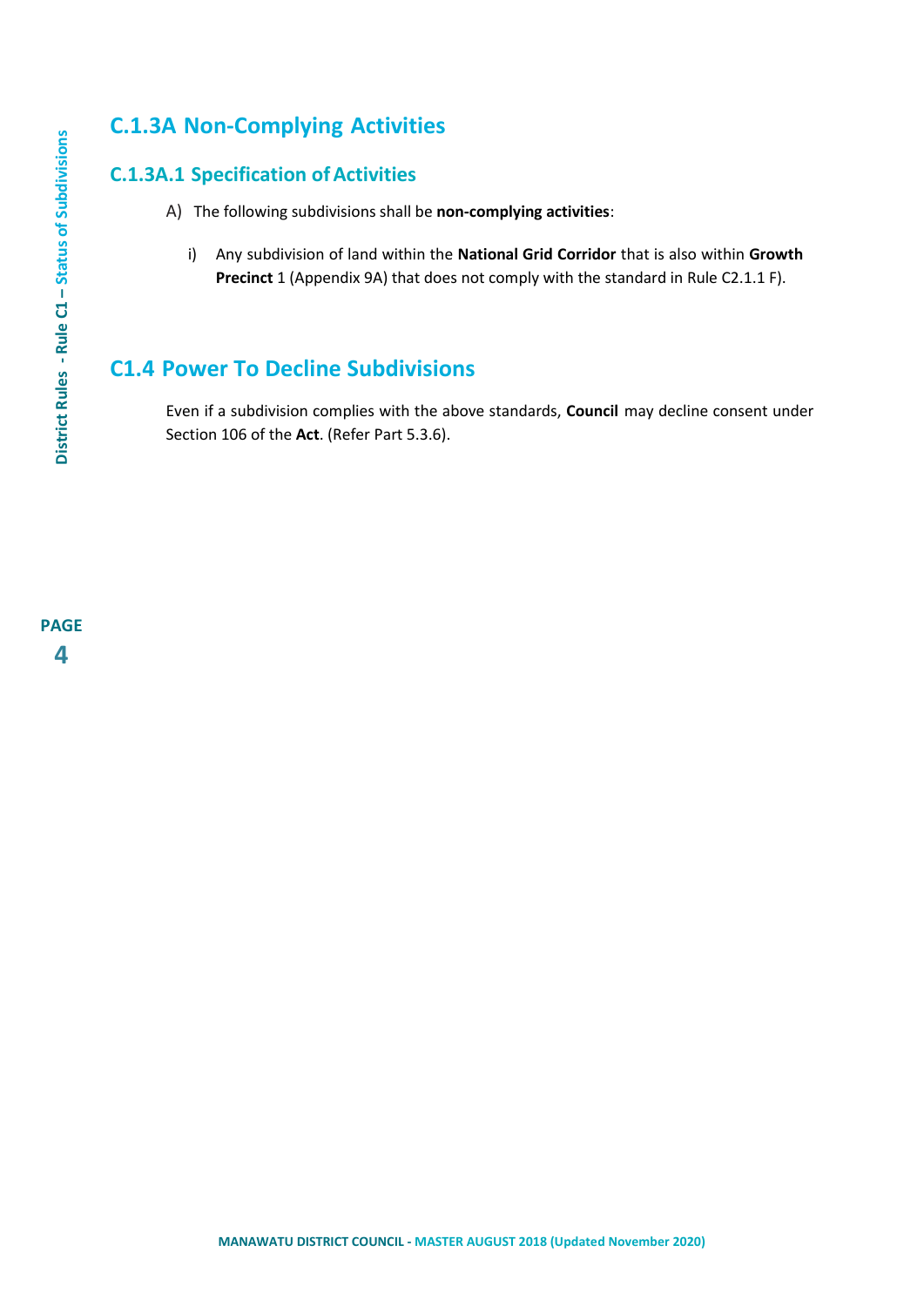## C.1.3A Non-Complying Activities

### C.1.3A.1 Specification of Activities

A) The following subdivisions shall be **non-complying activities**:

   i) Any subdivision of land within the **National Grid Corridor** that is also within **Growth Precinct** 1 (Appendix 9A) that does not comply with the standard in Rule C2.1.1 F).

## C1.4 Power To Decline Subdivisions

Even if a subdivision complies with the above standards, **Council** may decline consent under Section 106 of the **Act**. (Refer Part 5.3.6).